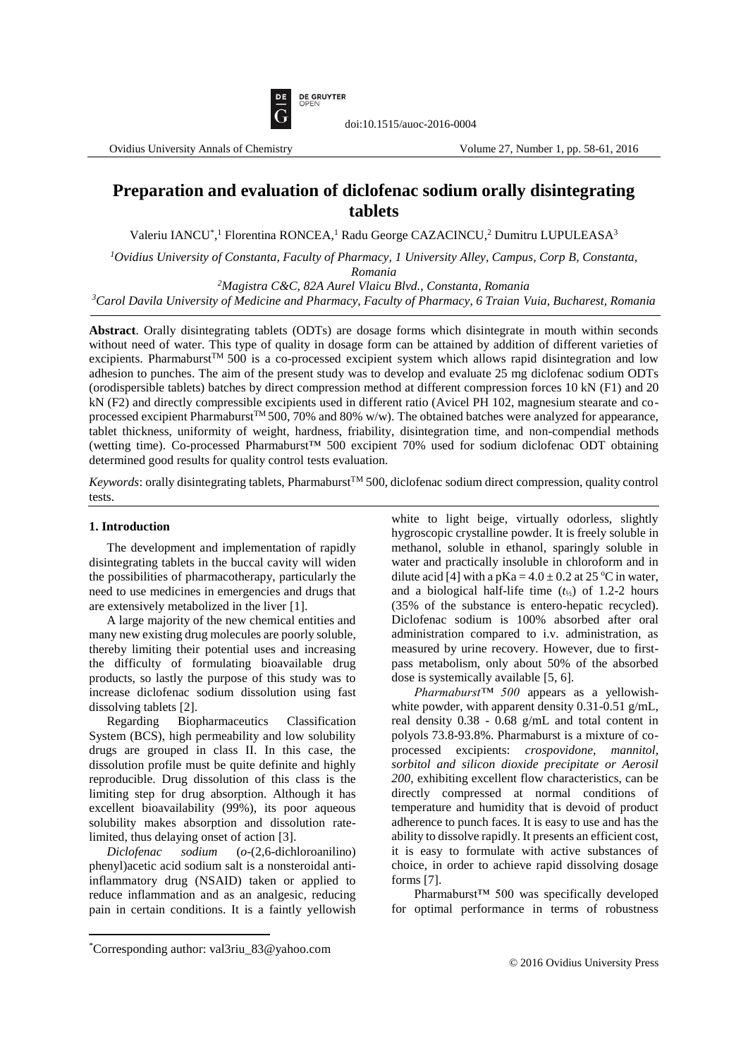doi:10.1515/auoc-2016-0004

# Preparation and evaluation of diclofenac sodium orally disintegrating tablets

Valeriu IANCU*,[1] Florentina RONCEA,[1] Radu George CAZACINCU,[2] Dumitru LUPULEASA[3]

[1]Ovidius University of Constanta, Faculty of Pharmacy, 1 University Alley, Campus, Corp B, Constanta, Romania

[2]Magistra C&C, 82A Aurel Vlaicu Blvd., Constanta, Romania

[3]Carol Davila University of Medicine and Pharmacy, Faculty of Pharmacy, 6 Traian Vuia, Bucharest, Romania

**Abstract**. Orally disintegrating tablets (ODTs) are dosage forms which disintegrate in mouth within seconds without need of water. This type of quality in dosage form can be attained by addition of different varieties of excipients. Pharmaburst$^{TM}$ 500 is a co-processed excipient system which allows rapid disintegration and low adhesion to punches. The aim of the present study was to develop and evaluate 25 mg diclofenac sodium ODTs (orodispersible tablets) batches by direct compression method at different compression forces 10 kN (F1) and 20 kN (F2) and directly compressible excipients used in different ratio (Avicel PH 102, magnesium stearate and co-processed excipient Pharmaburst$^{TM}$ 500, 70% and 80% w/w). The obtained batches were analyzed for appearance, tablet thickness, uniformity of weight, hardness, friability, disintegration time, and non-compendial methods (wetting time). Co-processed Pharmaburst™ 500 excipient 70% used for sodium diclofenac ODT obtaining determined good results for quality control tests evaluation.

*Keywords*: orally disintegrating tablets, Pharmaburst$^{TM}$ 500, diclofenac sodium direct compression, quality control tests.

## 1. Introduction

The development and implementation of rapidly disintegrating tablets in the buccal cavity will widen the possibilities of pharmacotherapy, particularly the need to use medicines in emergencies and drugs that are extensively metabolized in the liver [1].

A large majority of the new chemical entities and many new existing drug molecules are poorly soluble, thereby limiting their potential uses and increasing the difficulty of formulating bioavailable drug products, so lastly the purpose of this study was to increase diclofenac sodium dissolution using fast dissolving tablets [2].

Regarding Biopharmaceutics Classification System (BCS), high permeability and low solubility drugs are grouped in class II. In this case, the dissolution profile must be quite definite and highly reproducible. Drug dissolution of this class is the limiting step for drug absorption. Although it has excellent bioavailability (99%), its poor aqueous solubility makes absorption and dissolution rate-limited, thus delaying onset of action [3].

*Diclofenac sodium* (*o*-(2,6-dichloroanilino) phenyl)acetic acid sodium salt is a nonsteroidal anti-inflammatory drug (NSAID) taken or applied to reduce inflammation and as an analgesic, reducing pain in certain conditions. It is a faintly yellowish white to light beige, virtually odorless, slightly hygroscopic crystalline powder. It is freely soluble in methanol, soluble in ethanol, sparingly soluble in water and practically insoluble in chloroform and in dilute acid [4] with a $pKa = 4.0 \pm 0.2$ at 25 °C in water, and a biological half-life time ($t_{½}$) of 1.2-2 hours (35% of the substance is entero-hepatic recycled). Diclofenac sodium is 100% absorbed after oral administration compared to i.v. administration, as measured by urine recovery. However, due to first-pass metabolism, only about 50% of the absorbed dose is systemically available [5, 6].

*Pharmaburst™ 500* appears as a yellowish-white powder, with apparent density 0.31-0.51 g/mL, real density 0.38 - 0.68 g/mL and total content in polyols 73.8-93.8%. Pharmaburst is a mixture of co-processed excipients: *crospovidone, mannitol, sorbitol and silicon dioxide precipitate or Aerosil 200*, exhibiting excellent flow characteristics, can be directly compressed at normal conditions of temperature and humidity that is devoid of product adherence to punch faces. It is easy to use and has the ability to dissolve rapidly. It presents an efficient cost, it is easy to formulate with active substances of choice, in order to achieve rapid dissolving dosage forms [7].

Pharmaburst™ 500 was specifically developed for optimal performance in terms of robustness

*Corresponding author: val3riu_83@yahoo.com

© 2016 Ovidius University Press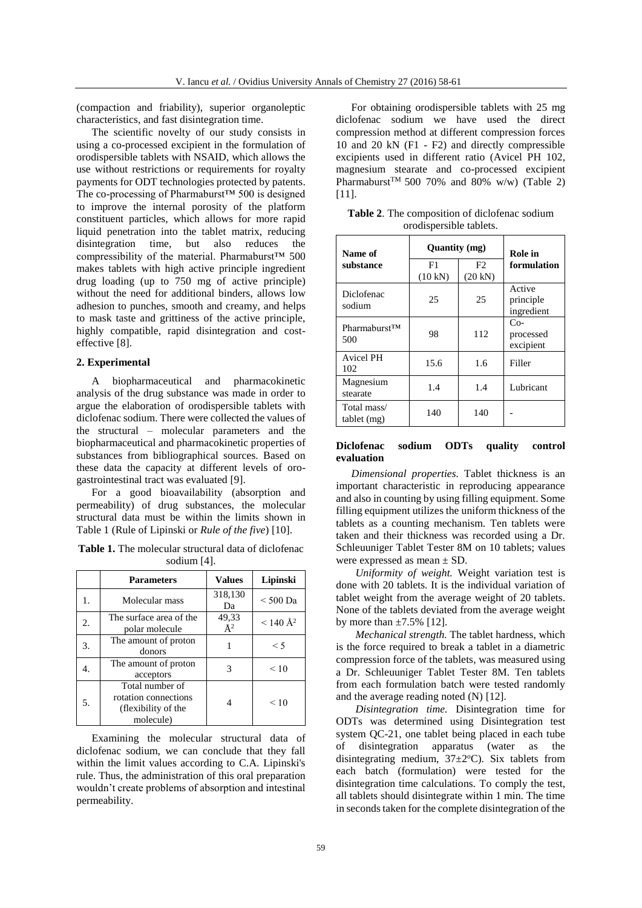(compaction and friability), superior organoleptic characteristics, and fast disintegration time.

The scientific novelty of our study consists in using a co-processed excipient in the formulation of orodispersible tablets with NSAID, which allows the use without restrictions or requirements for royalty payments for ODT technologies protected by patents. The co-processing of Pharmaburst™ 500 is designed to improve the internal porosity of the platform constituent particles, which allows for more rapid liquid penetration into the tablet matrix, reducing disintegration time, but also reduces the compressibility of the material. Pharmaburst™ 500 makes tablets with high active principle ingredient drug loading (up to 750 mg of active principle) without the need for additional binders, allows low adhesion to punches, smooth and creamy, and helps to mask taste and grittiness of the active principle, highly compatible, rapid disintegration and cost-effective [8].

## 2. Experimental

A biopharmaceutical and pharmacokinetic analysis of the drug substance was made in order to argue the elaboration of orodispersible tablets with diclofenac sodium. There were collected the values of the structural – molecular parameters and the biopharmaceutical and pharmacokinetic properties of substances from bibliographical sources. Based on these data the capacity at different levels of oro-gastrointestinal tract was evaluated [9].

For a good bioavailability (absorption and permeability) of drug substances, the molecular structural data must be within the limits shown in Table 1 (Rule of Lipinski or *Rule of the five*) [10].

**Table 1.** The molecular structural data of diclofenac sodium [4].

| | Parameters | Values | Lipinski |
|---|---|---|---|
| 1. | Molecular mass | 318,130 Da | < 500 Da |
| 2. | The surface area of the polar molecule | 49,33 Å² | < 140 Å² |
| 3. | The amount of proton donors | 1 | < 5 |
| 4. | The amount of proton acceptors | 3 | < 10 |
| 5. | Total number of rotation connections (flexibility of the molecule) | 4 | < 10 |

Examining the molecular structural data of diclofenac sodium, we can conclude that they fall within the limit values according to C.A. Lipinski's rule. Thus, the administration of this oral preparation wouldn't create problems of absorption and intestinal permeability.

For obtaining orodispersible tablets with 25 mg diclofenac sodium we have used the direct compression method at different compression forces 10 and 20 kN (F1 - F2) and directly compressible excipients used in different ratio (Avicel PH 102, magnesium stearate and co-processed excipient Pharmaburst™ 500 70% and 80% w/w) (Table 2) [11].

**Table 2**. The composition of diclofenac sodium orodispersible tablets.

| Name of substance | Quantity (mg) | | Role in formulation |
|---|---|---|---|
| | F1 (10 kN) | F2 (20 kN) | |
| Diclofenac sodium | 25 | 25 | Active principle ingredient |
| Pharmaburst™ 500 | 98 | 112 | Co-processed excipient |
| Avicel PH 102 | 15.6 | 1.6 | Filler |
| Magnesium stearate | 1.4 | 1.4 | Lubricant |
| Total mass/ tablet (mg) | 140 | 140 | - |

### Diclofenac sodium ODTs quality control evaluation

*Dimensional properties.* Tablet thickness is an important characteristic in reproducing appearance and also in counting by using filling equipment. Some filling equipment utilizes the uniform thickness of the tablets as a counting mechanism. Ten tablets were taken and their thickness was recorded using a Dr. Schleuuniger Tablet Tester 8M on 10 tablets; values were expressed as mean ± SD.

*Uniformity of weight.* Weight variation test is done with 20 tablets. It is the individual variation of tablet weight from the average weight of 20 tablets. None of the tablets deviated from the average weight by more than ±7.5% [12].

*Mechanical strength.* The tablet hardness, which is the force required to break a tablet in a diametric compression force of the tablets, was measured using a Dr. Schleuuniger Tablet Tester 8M. Ten tablets from each formulation batch were tested randomly and the average reading noted (N) [12].

*Disintegration time.* Disintegration time for ODTs was determined using Disintegration test system QC-21, one tablet being placed in each tube of disintegration apparatus (water as the disintegrating medium, 37±2°C). Six tablets from each batch (formulation) were tested for the disintegration time calculations. To comply the test, all tablets should disintegrate within 1 min. The time in seconds taken for the complete disintegration of the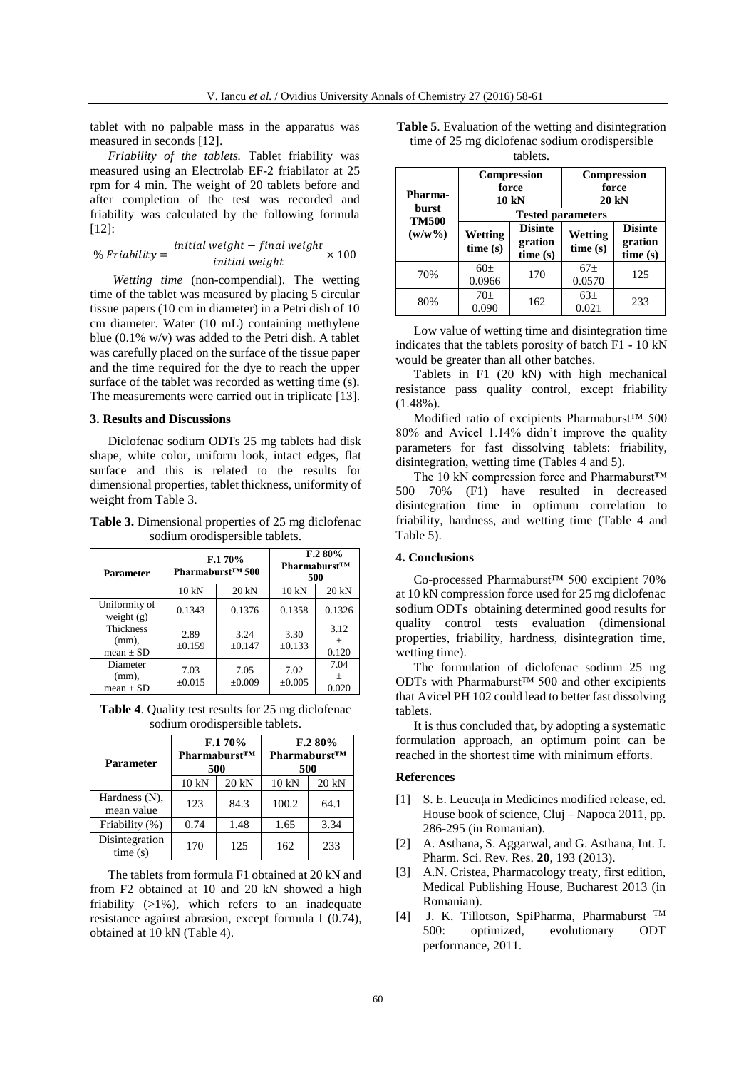tablet with no palpable mass in the apparatus was measured in seconds [12].

*Friability of the tablets.* Tablet friability was measured using an Electrolab EF-2 friabilator at 25 rpm for 4 min. The weight of 20 tablets before and after completion of the test was recorded and friability was calculated by the following formula [12]:

$$\% \, Friability = \frac{initial\ weight - final\ weight}{initial\ weight} \times 100$$

*Wetting time* (non-compendial). The wetting time of the tablet was measured by placing 5 circular tissue papers (10 cm in diameter) in a Petri dish of 10 cm diameter. Water (10 mL) containing methylene blue (0.1% w/v) was added to the Petri dish. A tablet was carefully placed on the surface of the tissue paper and the time required for the dye to reach the upper surface of the tablet was recorded as wetting time (s). The measurements were carried out in triplicate [13].

## 3. Results and Discussions

Diclofenac sodium ODTs 25 mg tablets had disk shape, white color, uniform look, intact edges, flat surface and this is related to the results for dimensional properties, tablet thickness, uniformity of weight from Table 3.

**Table 3.** Dimensional properties of 25 mg diclofenac sodium orodispersible tablets.

| Parameter | F.1 70% Pharmaburst™ 500 | | F.2 80% Pharmaburst™ 500 | |
|---|---|---|---|---|
| | 10 kN | 20 kN | 10 kN | 20 kN |
| Uniformity of weight (g) | 0.1343 | 0.1376 | 0.1358 | 0.1326 |
| Thickness (mm), mean ± SD | 2.89 ±0.159 | 3.24 ±0.147 | 3.30 ±0.133 | 3.12 ± 0.120 |
| Diameter (mm), mean ± SD | 7.03 ±0.015 | 7.05 ±0.009 | 7.02 ±0.005 | 7.04 ± 0.020 |

**Table 4**. Quality test results for 25 mg diclofenac sodium orodispersible tablets.

| Parameter | F.1 70% Pharmaburst™ 500 | | F.2 80% Pharmaburst™ 500 | |
|---|---|---|---|---|
| | 10 kN | 20 kN | 10 kN | 20 kN |
| Hardness (N), mean value | 123 | 84.3 | 100.2 | 64.1 |
| Friability (%) | 0.74 | 1.48 | 1.65 | 3.34 |
| Disintegration time (s) | 170 | 125 | 162 | 233 |

The tablets from formula F1 obtained at 20 kN and from F2 obtained at 10 and 20 kN showed a high friability (>1%), which refers to an inadequate resistance against abrasion, except formula I (0.74), obtained at 10 kN (Table 4).

**Table 5**. Evaluation of the wetting and disintegration time of 25 mg diclofenac sodium orodispersible tablets.

| Pharma-burst TM500 (w/w%) | Compression force 10 kN | | Compression force 20 kN | |
|---|---|---|---|---|
| | Tested parameters | | | |
| | Wetting time (s) | Disintegration time (s) | Wetting time (s) | Disintegration time (s) |
| 70% | 60± 0.0966 | 170 | 67± 0.0570 | 125 |
| 80% | 70± 0.090 | 162 | 63± 0.021 | 233 |

Low value of wetting time and disintegration time indicates that the tablets porosity of batch F1 - 10 kN would be greater than all other batches.

Tablets in F1 (20 kN) with high mechanical resistance pass quality control, except friability (1.48%).

Modified ratio of excipients Pharmaburst™ 500 80% and Avicel 1.14% didn't improve the quality parameters for fast dissolving tablets: friability, disintegration, wetting time (Tables 4 and 5).

The 10 kN compression force and Pharmaburst™ 500 70% (F1) have resulted in decreased disintegration time in optimum correlation to friability, hardness, and wetting time (Table 4 and Table 5).

## 4. Conclusions

Co-processed Pharmaburst™ 500 excipient 70% at 10 kN compression force used for 25 mg diclofenac sodium ODTs obtaining determined good results for quality control tests evaluation (dimensional properties, friability, hardness, disintegration time, wetting time).

The formulation of diclofenac sodium 25 mg ODTs with Pharmaburst™ 500 and other excipients that Avicel PH 102 could lead to better fast dissolving tablets.

It is thus concluded that, by adopting a systematic formulation approach, an optimum point can be reached in the shortest time with minimum efforts.

## References

[1] S. E. Leucuța in Medicines modified release, ed. House book of science, Cluj – Napoca 2011, pp. 286-295 (in Romanian).

[2] A. Asthana, S. Aggarwal, and G. Asthana, Int. J. Pharm. Sci. Rev. Res. **20**, 193 (2013).

[3] A.N. Cristea, Pharmacology treaty, first edition, Medical Publishing House, Bucharest 2013 (in Romanian).

[4] J. K. Tillotson, SpiPharma, Pharmaburst TM 500: optimized, evolutionary ODT performance, 2011.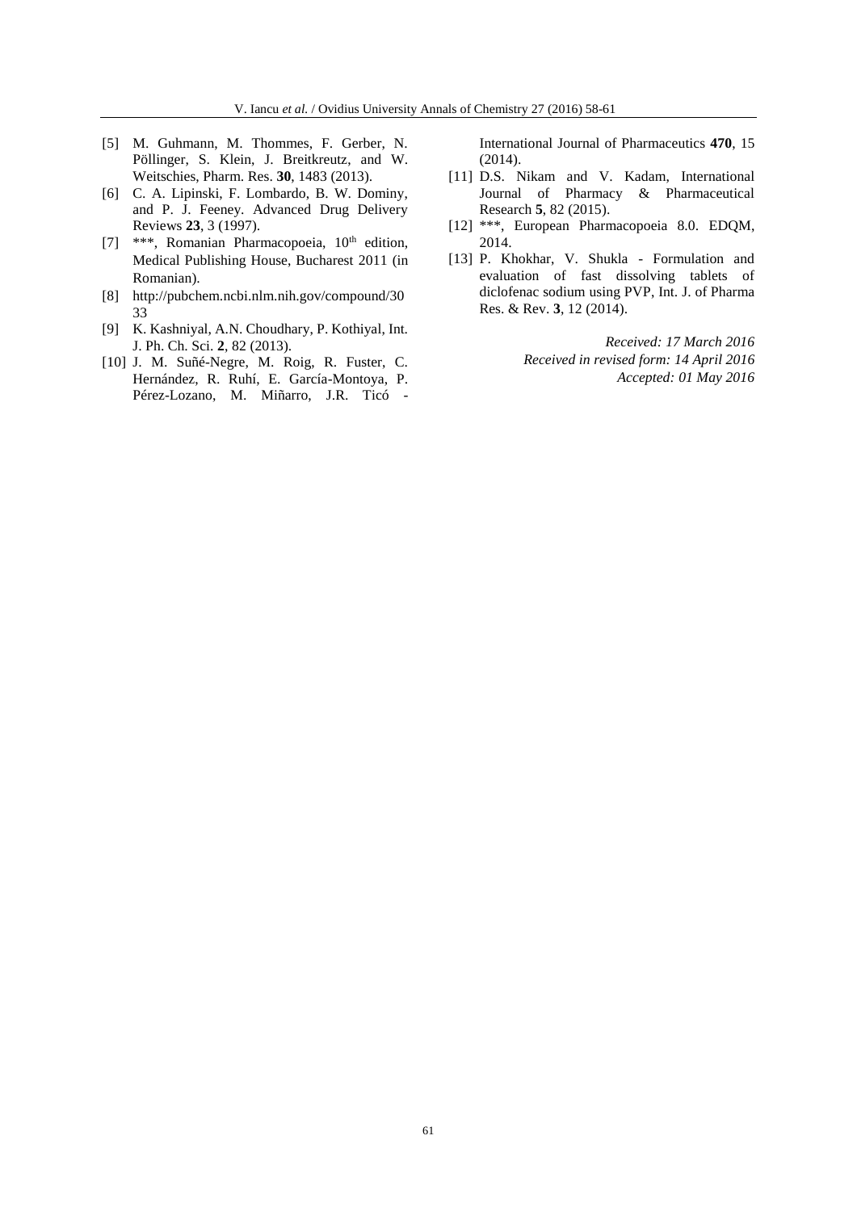[5] M. Guhmann, M. Thommes, F. Gerber, N. Pöllinger, S. Klein, J. Breitkreutz, and W. Weitschies, Pharm. Res. **30**, 1483 (2013).

[6] C. A. Lipinski, F. Lombardo, B. W. Dominy, and P. J. Feeney. Advanced Drug Delivery Reviews **23**, 3 (1997).

[7] ***, Romanian Pharmacopoeia, 10th edition, Medical Publishing House, Bucharest 2011 (in Romanian).

[8] http://pubchem.ncbi.nlm.nih.gov/compound/3033

[9] K. Kashniyal, A.N. Choudhary, P. Kothiyal, Int. J. Ph. Ch. Sci. **2**, 82 (2013).

[10] J. M. Suñé-Negre, M. Roig, R. Fuster, C. Hernández, R. Ruhí, E. García-Montoya, P. Pérez-Lozano, M. Miñarro, J.R. Ticó - International Journal of Pharmaceutics **470**, 15 (2014).

[11] D.S. Nikam and V. Kadam, International Journal of Pharmacy & Pharmaceutical Research **5**, 82 (2015).

[12] ***, European Pharmacopoeia 8.0. EDQM, 2014.

[13] P. Khokhar, V. Shukla - Formulation and evaluation of fast dissolving tablets of diclofenac sodium using PVP, Int. J. of Pharma Res. & Rev. **3**, 12 (2014).

*Received: 17 March 2016*
*Received in revised form: 14 April 2016*
*Accepted: 01 May 2016*